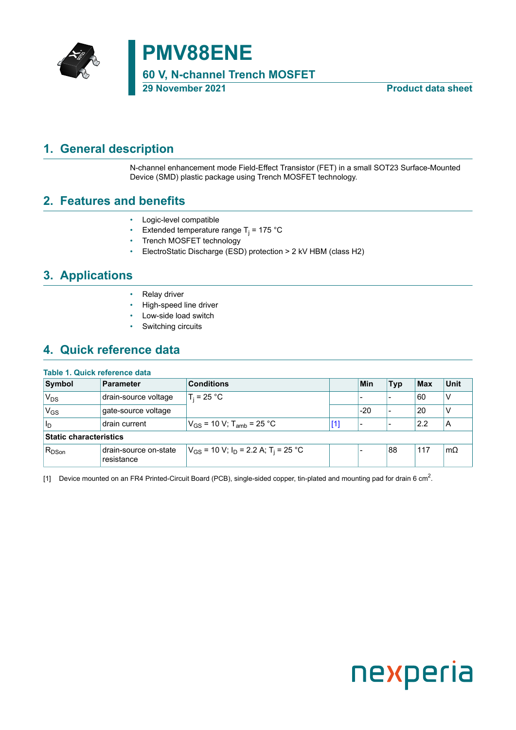# PMV88ENE

## 60 V, N-channel Trench MOSFET

**29 November 2021** **Product data sheet**

## 1. General description

N-channel enhancement mode Field-Effect Transistor (FET) in a small SOT23 Surface-Mounted Device (SMD) plastic package using Trench MOSFET technology.

## 2. Features and benefits

- Logic-level compatible
- Extended temperature range $T_j$ = 175 °C
- Trench MOSFET technology
- ElectroStatic Discharge (ESD) protection > 2 kV HBM (class H2)

## 3. Applications

- Relay driver
- High-speed line driver
- Low-side load switch
- Switching circuits

## 4. Quick reference data

**Table 1. Quick reference data**

| Symbol | Parameter | Conditions | | Min | Typ | Max | Unit |
|---|---|---|---|---|---|---|---|
| $V_{DS}$ | drain-source voltage | $T_j$ = 25 °C | | - | - | 60 | V |
| $V_{GS}$ | gate-source voltage | | | -20 | - | 20 | V |
| $I_D$ | drain current | $V_{GS}$ = 10 V; $T_{amb}$ = 25 °C | [1] | - | - | 2.2 | A |
| **Static characteristics** | | | | | | | |
| $R_{DSon}$ | drain-source on-state resistance | $V_{GS}$ = 10 V; $I_D$ = 2.2 A; $T_j$ = 25 °C | | - | 88 | 117 | mΩ |

[1] Device mounted on an FR4 Printed-Circuit Board (PCB), single-sided copper, tin-plated and mounting pad for drain 6 $cm^2$.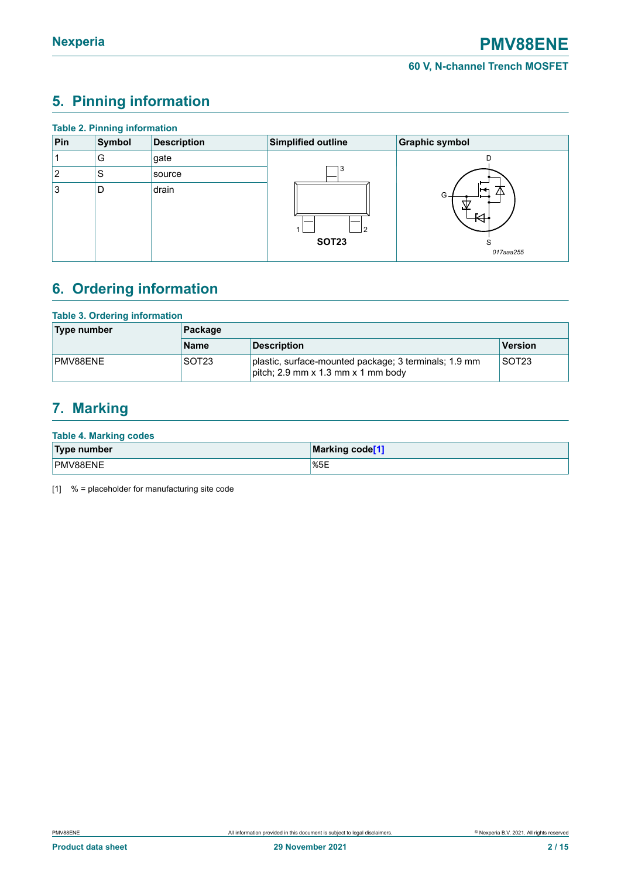## 5. Pinning information

**Table 2. Pinning information**

| Pin | Symbol | Description | Simplified outline | Graphic symbol |
|---|---|---|---|---|
| 1 | G | gate | SOT23 | 017aaa255 |
| 2 | S | source | | |
| 3 | D | drain | | |

## 6. Ordering information

**Table 3. Ordering information**

| Type number | Package | | |
|---|---|---|---|
| | Name | Description | Version |
| PMV88ENE | SOT23 | plastic, surface-mounted package; 3 terminals; 1.9 mm pitch; 2.9 mm x 1.3 mm x 1 mm body | SOT23 |

## 7. Marking

**Table 4. Marking codes**

| Type number | Marking code[1] |
|---|---|
| PMV88ENE | %5E |

[1] % = placeholder for manufacturing site code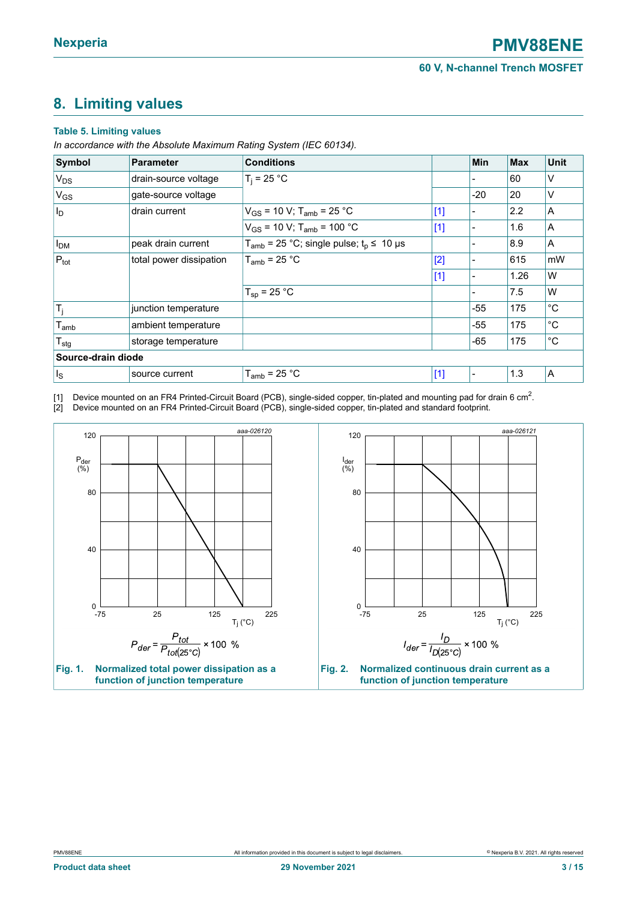## 8. Limiting values

**Table 5. Limiting values**

*In accordance with the Absolute Maximum Rating System (IEC 60134).*

| Symbol | Parameter | Conditions | | Min | Max | Unit |
|---|---|---|---|---|---|---|
| $V_{DS}$ | drain-source voltage | $T_j$ = 25 °C | | - | 60 | V |
| $V_{GS}$ | gate-source voltage | | | -20 | 20 | V |
| $I_D$ | drain current | $V_{GS}$ = 10 V; $T_{amb}$ = 25 °C | [1] | - | 2.2 | A |
| | | $V_{GS}$ = 10 V; $T_{amb}$ = 100 °C | [1] | - | 1.6 | A |
| $I_{DM}$ | peak drain current | $T_{amb}$ = 25 °C; single pulse; $t_p$ ≤ 10 µs | | - | 8.9 | A |
| $P_{tot}$ | total power dissipation | $T_{amb}$ = 25 °C | [2] | - | 615 | mW |
| | | | [1] | - | 1.26 | W |
| | | $T_{sp}$ = 25 °C | | - | 7.5 | W |
| $T_j$ | junction temperature | | | -55 | 175 | °C |
| $T_{amb}$ | ambient temperature | | | -55 | 175 | °C |
| $T_{stg}$ | storage temperature | | | -65 | 175 | °C |
| **Source-drain diode** | | | | | | |
| $I_S$ | source current | $T_{amb}$ = 25 °C | [1] | - | 1.3 | A |

[1] Device mounted on an FR4 Printed-Circuit Board (PCB), single-sided copper, tin-plated and mounting pad for drain 6 $cm^2$.

[2] Device mounted on an FR4 Printed-Circuit Board (PCB), single-sided copper, tin-plated and standard footprint.

$$P_{der} = \frac{P_{tot}}{P_{tot(25°C)}} \times 100\ \%$$

**Fig. 1. Normalized total power dissipation as a function of junction temperature**

$$I_{der} = \frac{I_D}{I_{D(25°C)}} \times 100\ \%$$

**Fig. 2. Normalized continuous drain current as a function of junction temperature**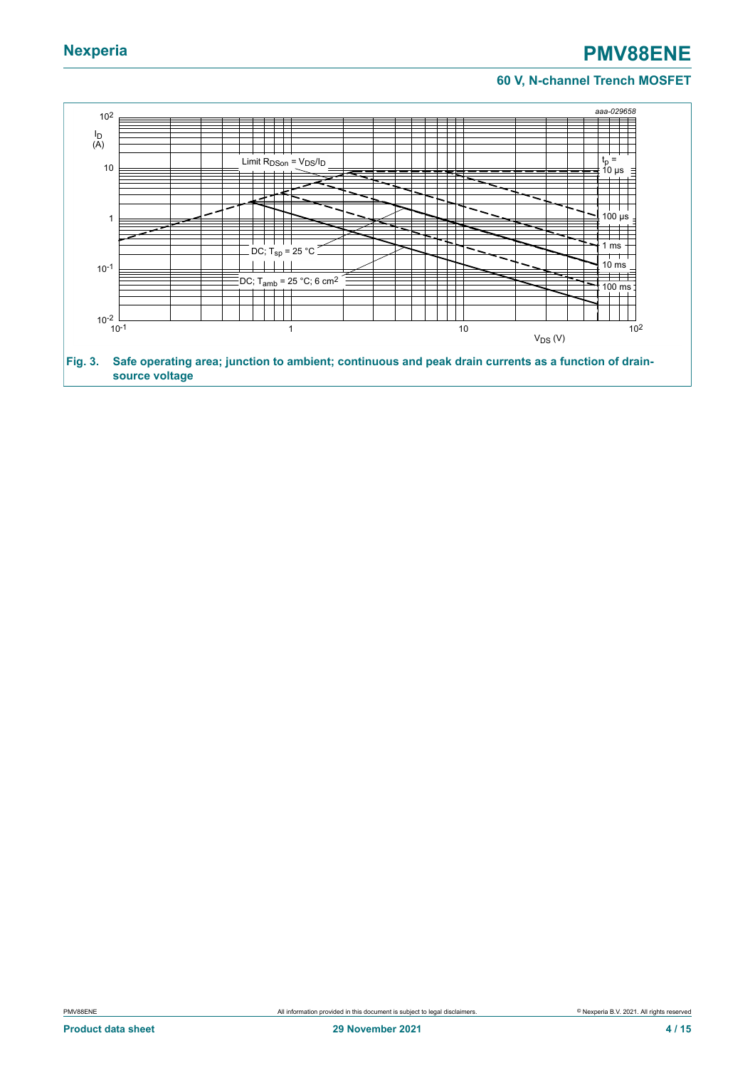Fig. 3. Safe operating area; junction to ambient; continuous and peak drain currents as a function of drain-source voltage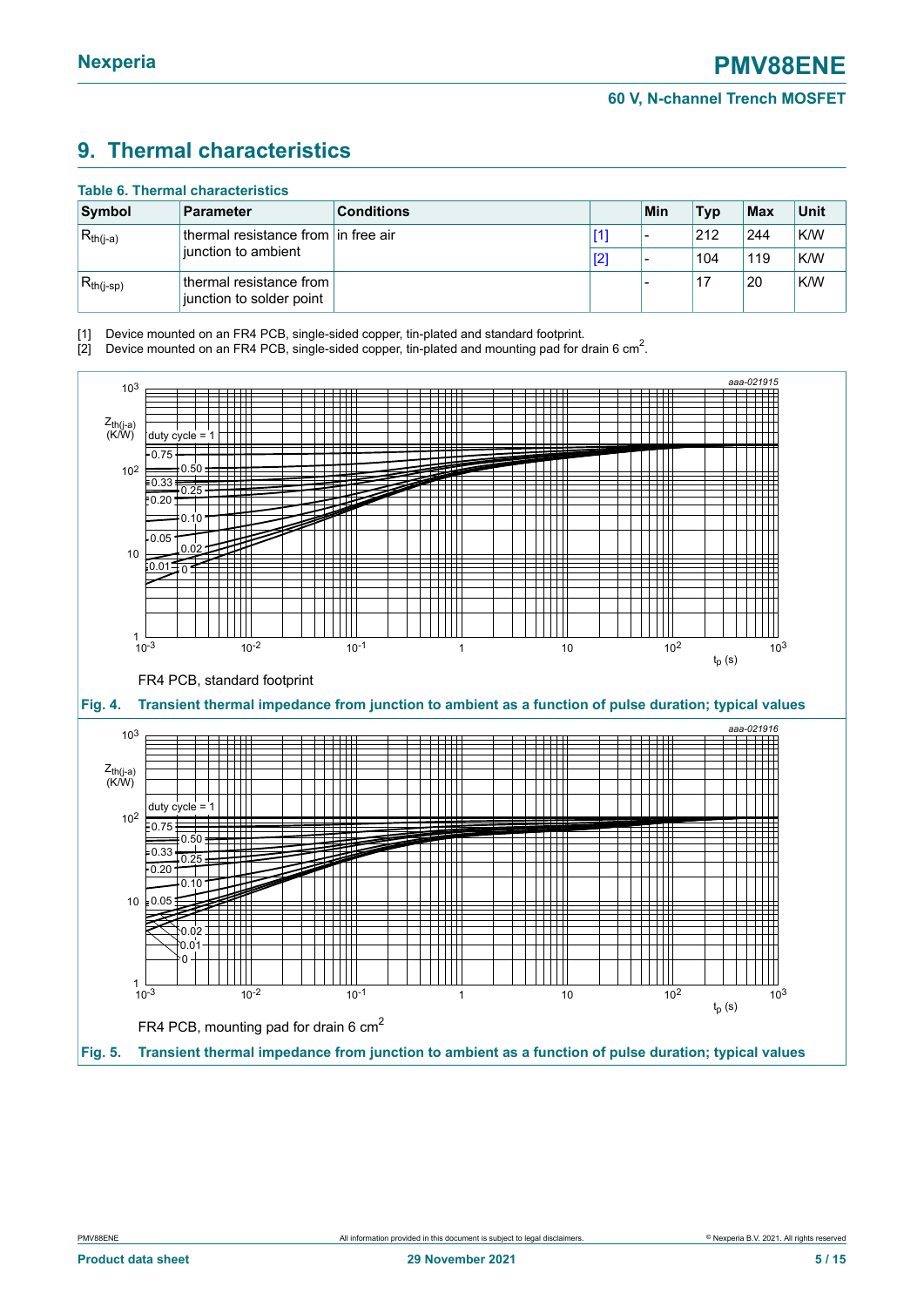# 9. Thermal characteristics

**Table 6. Thermal characteristics**

| Symbol | Parameter | Conditions | | Min | Typ | Max | Unit |
|---|---|---|---|---|---|---|---|
| $R_{th(j-a)}$ | thermal resistance from junction to ambient | in free air | [1] | - | 212 | 244 | K/W |
| | | | [2] | - | 104 | 119 | K/W |
| $R_{th(j-sp)}$ | thermal resistance from junction to solder point | | | - | 17 | 20 | K/W |

[1] Device mounted on an FR4 PCB, single-sided copper, tin-plated and standard footprint.
[2] Device mounted on an FR4 PCB, single-sided copper, tin-plated and mounting pad for drain 6 $cm^2$.

FR4 PCB, standard footprint

**Fig. 4. Transient thermal impedance from junction to ambient as a function of pulse duration; typical values**

FR4 PCB, mounting pad for drain 6 $cm^2$

**Fig. 5. Transient thermal impedance from junction to ambient as a function of pulse duration; typical values**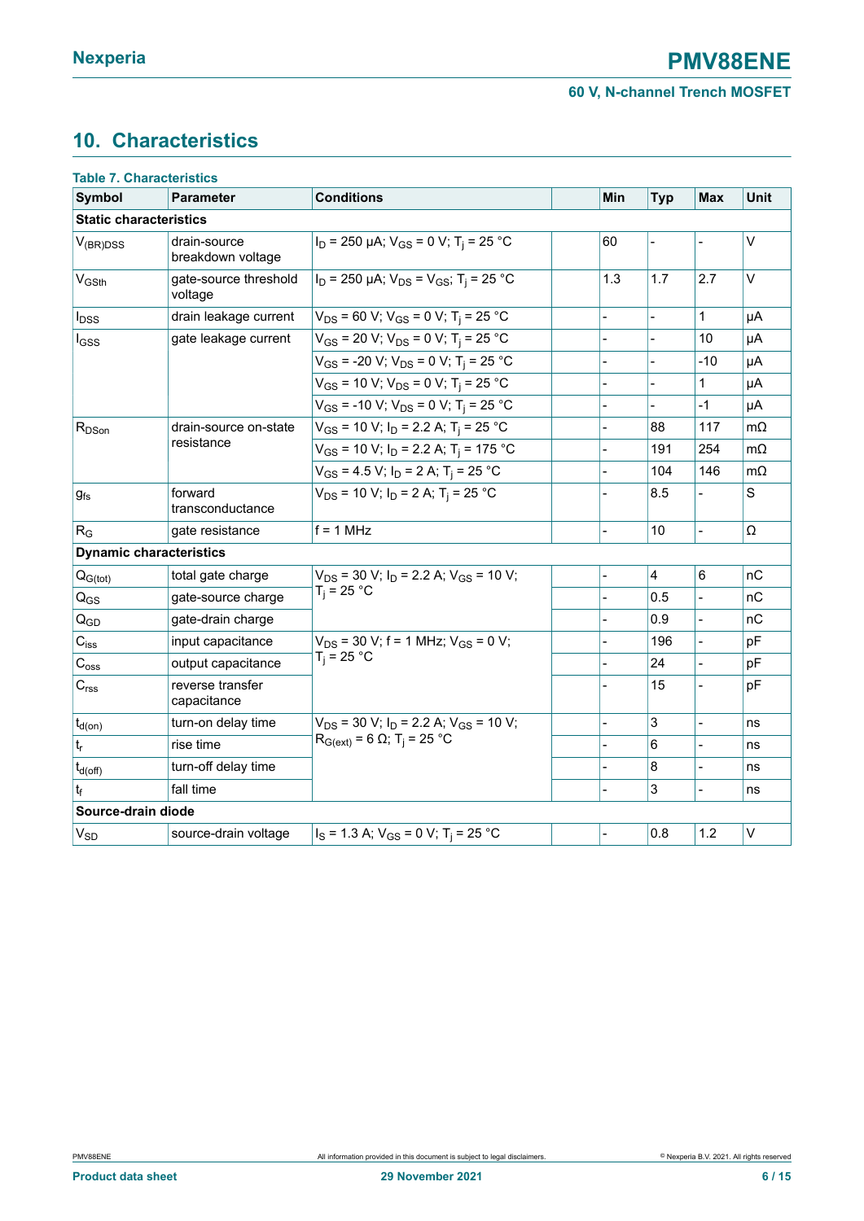# 10. Characteristics

**Table 7. Characteristics**

| Symbol | Parameter | Conditions | | Min | Typ | Max | Unit |
|---|---|---|---|---|---|---|---|
| **Static characteristics** | | | | | | | |
| $V_{(BR)DSS}$ | drain-source breakdown voltage | $I_D$ = 250 µA; $V_{GS}$ = 0 V; $T_j$ = 25 °C | | 60 | - | - | V |
| $V_{GSth}$ | gate-source threshold voltage | $I_D$ = 250 µA; $V_{DS}$ = $V_{GS}$; $T_j$ = 25 °C | | 1.3 | 1.7 | 2.7 | V |
| $I_{DSS}$ | drain leakage current | $V_{DS}$ = 60 V; $V_{GS}$ = 0 V; $T_j$ = 25 °C | | - | - | 1 | µA |
| $I_{GSS}$ | gate leakage current | $V_{GS}$ = 20 V; $V_{DS}$ = 0 V; $T_j$ = 25 °C | | - | - | 10 | µA |
| | | $V_{GS}$ = -20 V; $V_{DS}$ = 0 V; $T_j$ = 25 °C | | - | - | -10 | µA |
| | | $V_{GS}$ = 10 V; $V_{DS}$ = 0 V; $T_j$ = 25 °C | | - | - | 1 | µA |
| | | $V_{GS}$ = -10 V; $V_{DS}$ = 0 V; $T_j$ = 25 °C | | - | - | -1 | µA |
| $R_{DSon}$ | drain-source on-state resistance | $V_{GS}$ = 10 V; $I_D$ = 2.2 A; $T_j$ = 25 °C | | - | 88 | 117 | mΩ |
| | | $V_{GS}$ = 10 V; $I_D$ = 2.2 A; $T_j$ = 175 °C | | - | 191 | 254 | mΩ |
| | | $V_{GS}$ = 4.5 V; $I_D$ = 2 A; $T_j$ = 25 °C | | - | 104 | 146 | mΩ |
| $g_{fs}$ | forward transconductance | $V_{DS}$ = 10 V; $I_D$ = 2 A; $T_j$ = 25 °C | | - | 8.5 | - | S |
| $R_G$ | gate resistance | f = 1 MHz | | - | 10 | - | Ω |
| **Dynamic characteristics** | | | | | | | |
| $Q_{G(tot)}$ | total gate charge | $V_{DS}$ = 30 V; $I_D$ = 2.2 A; $V_{GS}$ = 10 V; $T_j$ = 25 °C | | - | 4 | 6 | nC |
| $Q_{GS}$ | gate-source charge | | | - | 0.5 | - | nC |
| $Q_{GD}$ | gate-drain charge | | | - | 0.9 | - | nC |
| $C_{iss}$ | input capacitance | $V_{DS}$ = 30 V; f = 1 MHz; $V_{GS}$ = 0 V; $T_j$ = 25 °C | | - | 196 | - | pF |
| $C_{oss}$ | output capacitance | | | - | 24 | - | pF |
| $C_{rss}$ | reverse transfer capacitance | | | - | 15 | - | pF |
| $t_{d(on)}$ | turn-on delay time | $V_{DS}$ = 30 V; $I_D$ = 2.2 A; $V_{GS}$ = 10 V; $R_{G(ext)}$ = 6 Ω; $T_j$ = 25 °C | | - | 3 | - | ns |
| $t_r$ | rise time | | | - | 6 | - | ns |
| $t_{d(off)}$ | turn-off delay time | | | - | 8 | - | ns |
| $t_f$ | fall time | | | - | 3 | - | ns |
| **Source-drain diode** | | | | | | | |
| $V_{SD}$ | source-drain voltage | $I_S$ = 1.3 A; $V_{GS}$ = 0 V; $T_j$ = 25 °C | | - | 0.8 | 1.2 | V |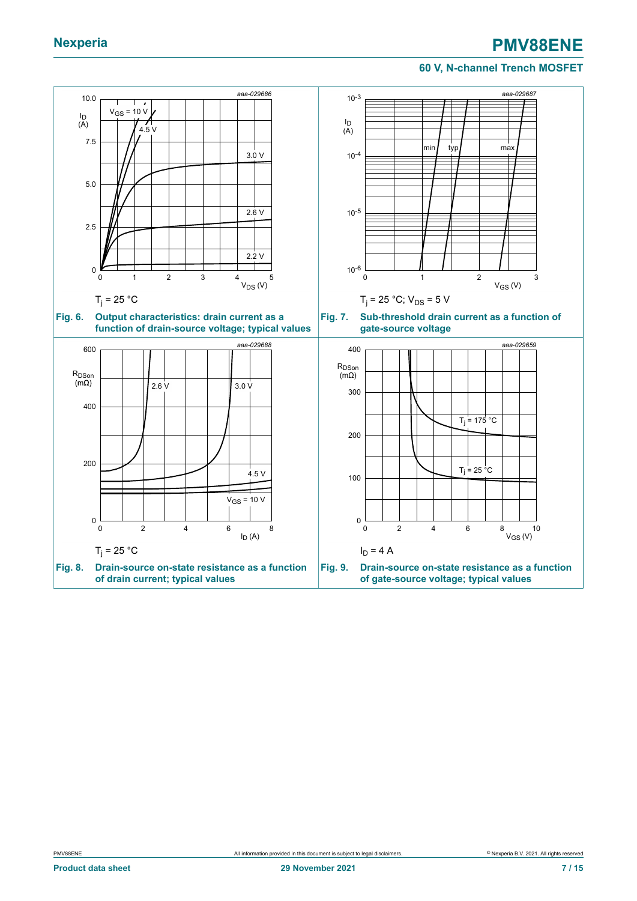$T_j = 25\ °C$

**Fig. 6. Output characteristics: drain current as a function of drain-source voltage; typical values**

$T_j = 25\ °C$; $V_{DS} = 5\ V$

**Fig. 7. Sub-threshold drain current as a function of gate-source voltage**

$T_j = 25\ °C$

**Fig. 8. Drain-source on-state resistance as a function of drain current; typical values**

$I_D = 4\ A$

**Fig. 9. Drain-source on-state resistance as a function of gate-source voltage; typical values**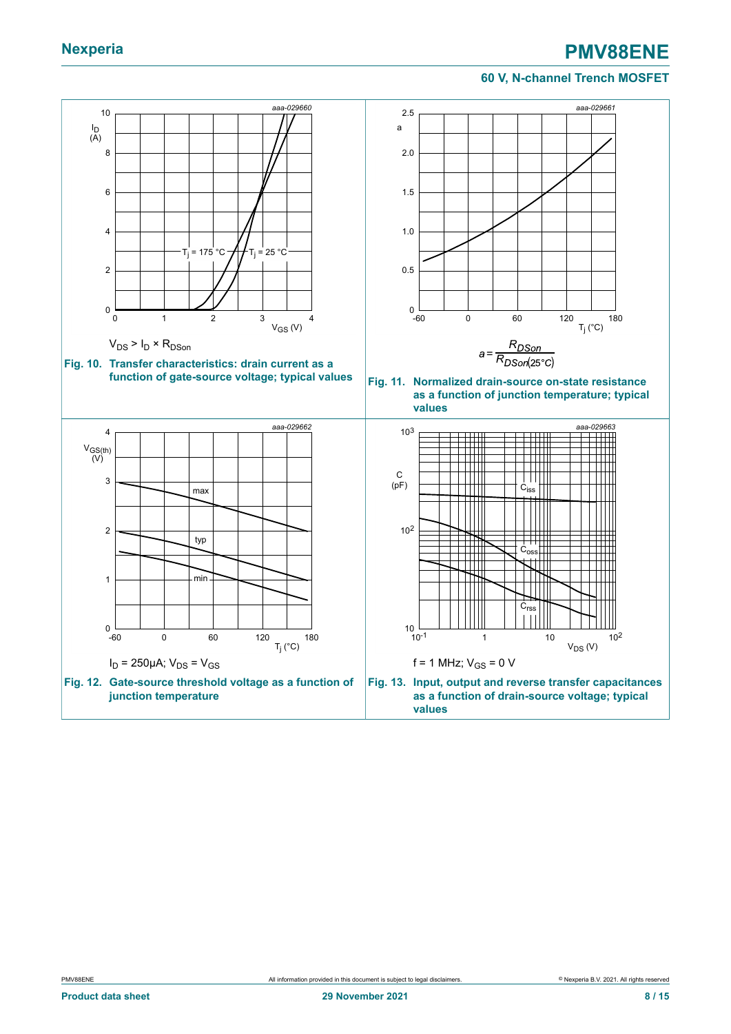$V_{DS} > I_D \times R_{DSon}$

**Fig. 10. Transfer characteristics: drain current as a function of gate-source voltage; typical values**

$$a = \frac{R_{DSon}}{R_{DSon(25°C)}}$$

**Fig. 11. Normalized drain-source on-state resistance as a function of junction temperature; typical values**

$I_D = 250\mu A$; $V_{DS} = V_{GS}$

**Fig. 12. Gate-source threshold voltage as a function of junction temperature**

f = 1 MHz; $V_{GS} = 0$ V

**Fig. 13. Input, output and reverse transfer capacitances as a function of drain-source voltage; typical values**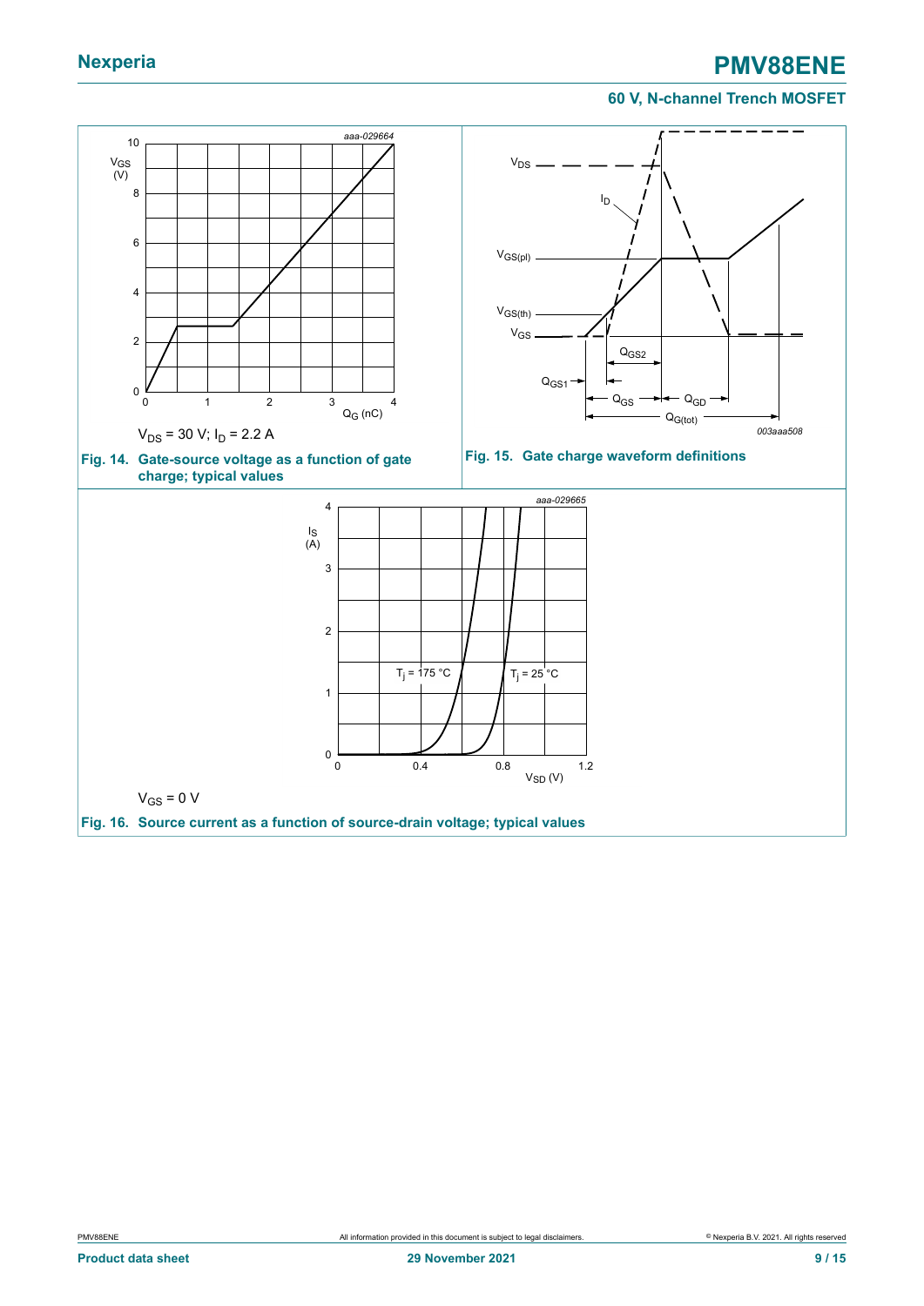$V_{DS}$ = 30 V; $I_D$ = 2.2 A

**Fig. 14. Gate-source voltage as a function of gate charge; typical values**

**Fig. 15. Gate charge waveform definitions**

$V_{GS}$ = 0 V

**Fig. 16. Source current as a function of source-drain voltage; typical values**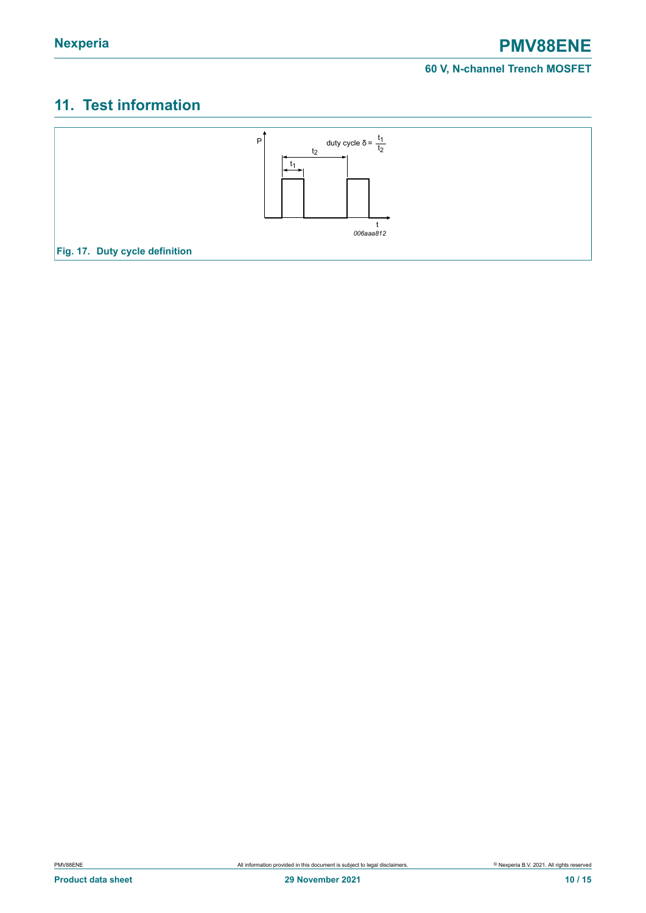## 11. Test information

Fig. 17. Duty cycle definition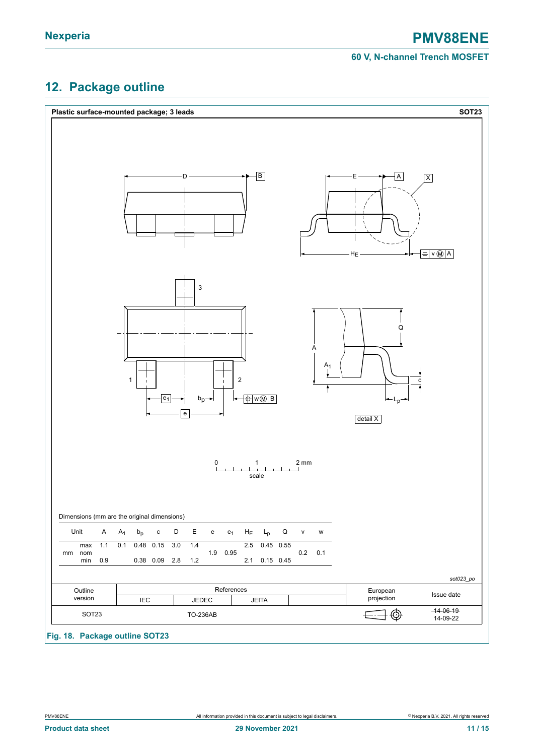## 12. Package outline

**Plastic surface-mounted package; 3 leads** **SOT23**

Dimensions (mm are the original dimensions)

| Unit | | A | $A_1$ | $b_p$ | c | D | E | e | $e_1$ | $H_E$ | $L_p$ | Q | v | w |
|---|---|---|---|---|---|---|---|---|---|---|---|---|---|---|
| mm | max | 1.1 | 0.1 | 0.48 | 0.15 | 3.0 | 1.4 | | | 2.5 | 0.45 | 0.55 | | |
| | nom | | | | | | | 1.9 | 0.95 | | | | 0.2 | 0.1 |
| | min | 0.9 | | 0.38 | 0.09 | 2.8 | 1.2 | | | 2.1 | 0.15 | 0.45 | | |

*sot023_po*

| Outline version | References IEC | References JEDEC | References JEITA | | European projection | Issue date |
|---|---|---|---|---|---|---|
| SOT23 | | TO-236AB | | | | ~~14-06-19~~ 14-09-22 |

**Fig. 18. Package outline SOT23**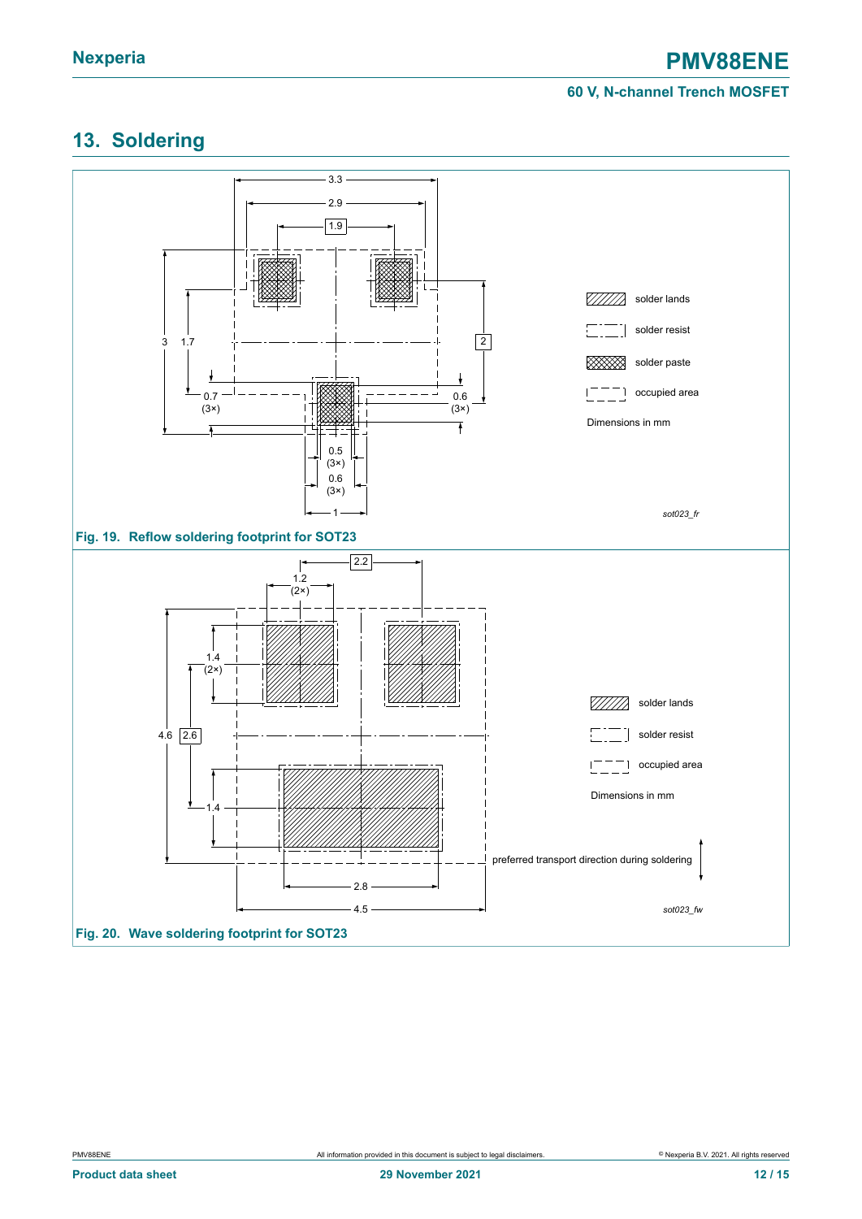## 13. Soldering

solder lands

solder resist

solder paste

occupied area

Dimensions in mm

sot023_fr

Fig. 19. Reflow soldering footprint for SOT23

solder lands

solder resist

occupied area

Dimensions in mm

preferred transport direction during soldering

sot023_fw

Fig. 20. Wave soldering footprint for SOT23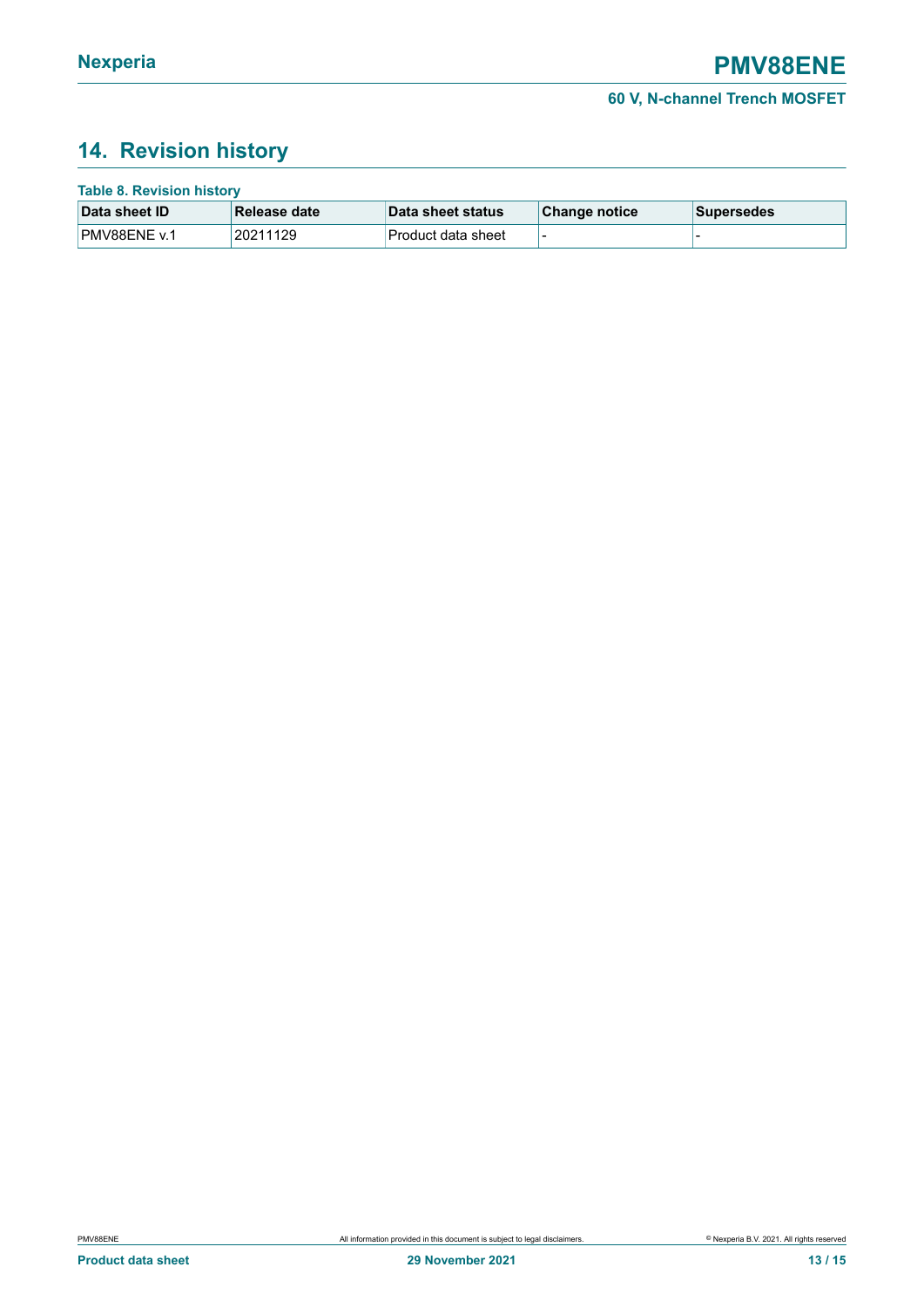## 14. Revision history

**Table 8. Revision history**

| Data sheet ID | Release date | Data sheet status | Change notice | Supersedes |
|---|---|---|---|---|
| PMV88ENE v.1 | 20211129 | Product data sheet | - | - |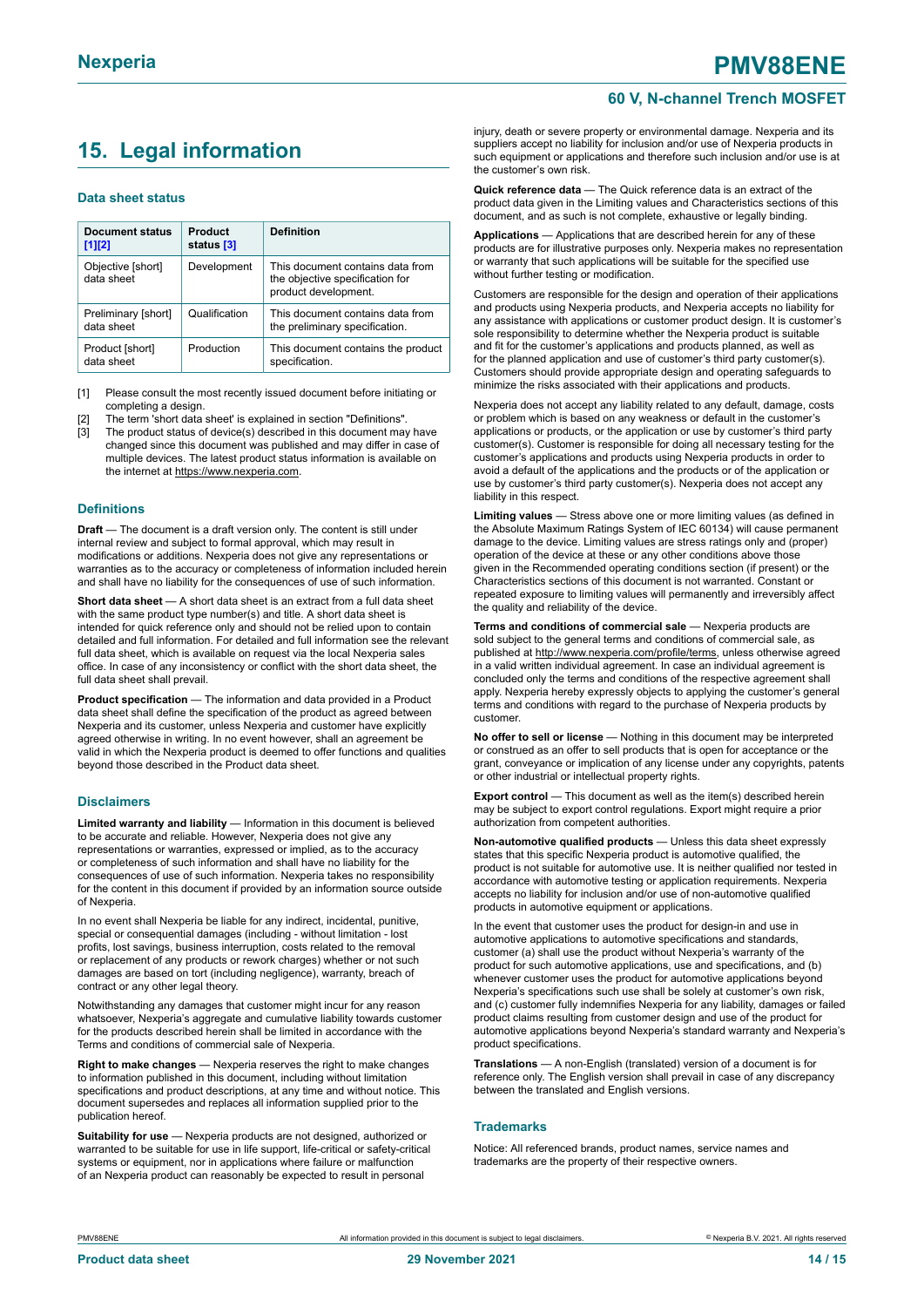## 15. Legal information

### Data sheet status

| Document status [1][2] | Product status [3] | Definition |
| --- | --- | --- |
| Objective [short] data sheet | Development | This document contains data from the objective specification for product development. |
| Preliminary [short] data sheet | Qualification | This document contains data from the preliminary specification. |
| Product [short] data sheet | Production | This document contains the product specification. |

[1] Please consult the most recently issued document before initiating or completing a design.
[2] The term 'short data sheet' is explained in section "Definitions".
[3] The product status of device(s) described in this document may have changed since this document was published and may differ in case of multiple devices. The latest product status information is available on the internet at https://www.nexperia.com.

### Definitions

**Draft** — The document is a draft version only. The content is still under internal review and subject to formal approval, which may result in modifications or additions. Nexperia does not give any representations or warranties as to the accuracy or completeness of information included herein and shall have no liability for the consequences of use of such information.

**Short data sheet** — A short data sheet is an extract from a full data sheet with the same product type number(s) and title. A short data sheet is intended for quick reference only and should not be relied upon to contain detailed and full information. For detailed and full information see the relevant full data sheet, which is available on request via the local Nexperia sales office. In case of any inconsistency or conflict with the short data sheet, the full data sheet shall prevail.

**Product specification** — The information and data provided in a Product data sheet shall define the specification of the product as agreed between Nexperia and its customer, unless Nexperia and customer have explicitly agreed otherwise in writing. In no event however, shall an agreement be valid in which the Nexperia product is deemed to offer functions and qualities beyond those described in the Product data sheet.

### Disclaimers

**Limited warranty and liability** — Information in this document is believed to be accurate and reliable. However, Nexperia does not give any representations or warranties, expressed or implied, as to the accuracy or completeness of such information and shall have no liability for the consequences of use of such information. Nexperia takes no responsibility for the content in this document if provided by an information source outside of Nexperia.

In no event shall Nexperia be liable for any indirect, incidental, punitive, special or consequential damages (including - without limitation - lost profits, lost savings, business interruption, costs related to the removal or replacement of any products or rework charges) whether or not such damages are based on tort (including negligence), warranty, breach of contract or any other legal theory.

Notwithstanding any damages that customer might incur for any reason whatsoever, Nexperia's aggregate and cumulative liability towards customer for the products described herein shall be limited in accordance with the Terms and conditions of commercial sale of Nexperia.

**Right to make changes** — Nexperia reserves the right to make changes to information published in this document, including without limitation specifications and product descriptions, at any time and without notice. This document supersedes and replaces all information supplied prior to the publication hereof.

**Suitability for use** — Nexperia products are not designed, authorized or warranted to be suitable for use in life support, life-critical or safety-critical systems or equipment, nor in applications where failure or malfunction of an Nexperia product can reasonably be expected to result in personal injury, death or severe property or environmental damage. Nexperia and its suppliers accept no liability for inclusion and/or use of Nexperia products in such equipment or applications and therefore such inclusion and/or use is at the customer's own risk.

**Quick reference data** — The Quick reference data is an extract of the product data given in the Limiting values and Characteristics sections of this document, and as such is not complete, exhaustive or legally binding.

**Applications** — Applications that are described herein for any of these products are for illustrative purposes only. Nexperia makes no representation or warranty that such applications will be suitable for the specified use without further testing or modification.

Customers are responsible for the design and operation of their applications and products using Nexperia products, and Nexperia accepts no liability for any assistance with applications or customer product design. It is customer's sole responsibility to determine whether the Nexperia product is suitable and fit for the customer's applications and products planned, as well as for the planned application and use of customer's third party customer(s). Customers should provide appropriate design and operating safeguards to minimize the risks associated with their applications and products.

Nexperia does not accept any liability related to any default, damage, costs or problem which is based on any weakness or default in the customer's applications or products, or the application or use by customer's third party customer(s). Customer is responsible for doing all necessary testing for the customer's applications and products using Nexperia products in order to avoid a default of the applications and the products or of the application or use by customer's third party customer(s). Nexperia does not accept any liability in this respect.

**Limiting values** — Stress above one or more limiting values (as defined in the Absolute Maximum Ratings System of IEC 60134) will cause permanent damage to the device. Limiting values are stress ratings only and (proper) operation of the device at these or any other conditions above those given in the Recommended operating conditions section (if present) or the Characteristics sections of this document is not warranted. Constant or repeated exposure to limiting values will permanently and irreversibly affect the quality and reliability of the device.

**Terms and conditions of commercial sale** — Nexperia products are sold subject to the general terms and conditions of commercial sale, as published at http://www.nexperia.com/profile/terms, unless otherwise agreed in a valid written individual agreement. In case an individual agreement is concluded only the terms and conditions of the respective agreement shall apply. Nexperia hereby expressly objects to applying the customer's general terms and conditions with regard to the purchase of Nexperia products by customer.

**No offer to sell or license** — Nothing in this document may be interpreted or construed as an offer to sell products that is open for acceptance or the grant, conveyance or implication of any license under any copyrights, patents or other industrial or intellectual property rights.

**Export control** — This document as well as the item(s) described herein may be subject to export control regulations. Export might require a prior authorization from competent authorities.

**Non-automotive qualified products** — Unless this data sheet expressly states that this specific Nexperia product is automotive qualified, the product is not suitable for automotive use. It is neither qualified nor tested in accordance with automotive testing or application requirements. Nexperia accepts no liability for inclusion and/or use of non-automotive qualified products in automotive equipment or applications.

In the event that customer uses the product for design-in and use in automotive applications to automotive specifications and standards, customer (a) shall use the product without Nexperia's warranty of the product for such automotive applications, use and specifications, and (b) whenever customer uses the product for automotive applications beyond Nexperia's specifications such use shall be solely at customer's own risk, and (c) customer fully indemnifies Nexperia for any liability, damages or failed product claims resulting from customer design and use of the product for automotive applications beyond Nexperia's standard warranty and Nexperia's product specifications.

**Translations** — A non-English (translated) version of a document is for reference only. The English version shall prevail in case of any discrepancy between the translated and English versions.

### Trademarks

Notice: All referenced brands, product names, service names and trademarks are the property of their respective owners.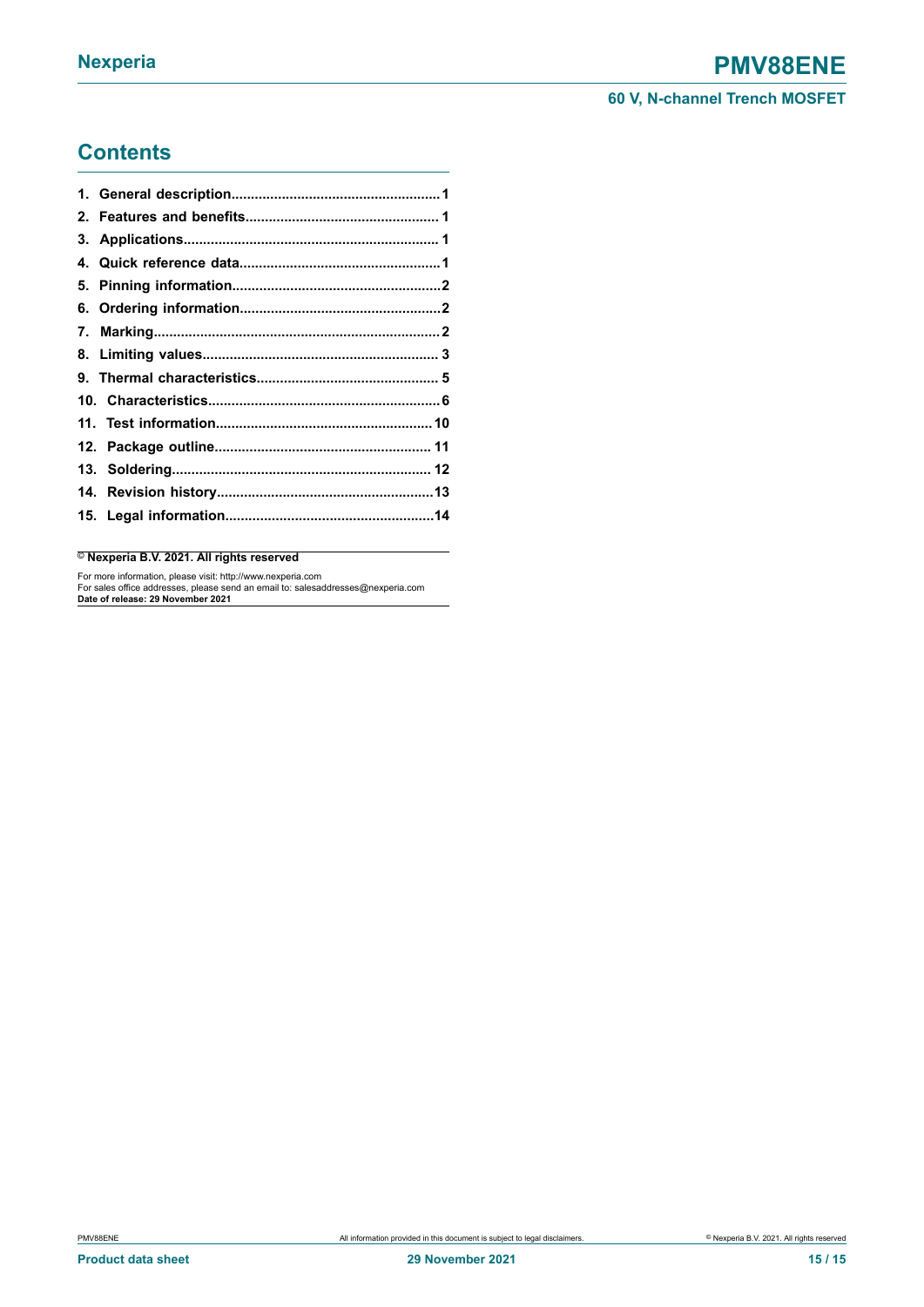## Contents

1. General description ..... 1
2. Features and benefits ..... 1
3. Applications ..... 1
4. Quick reference data ..... 1
5. Pinning information ..... 2
6. Ordering information ..... 2
7. Marking ..... 2
8. Limiting values ..... 3
9. Thermal characteristics ..... 5
10. Characteristics ..... 6
11. Test information ..... 10
12. Package outline ..... 11
13. Soldering ..... 12
14. Revision history ..... 13
15. Legal information ..... 14

**© Nexperia B.V. 2021. All rights reserved**

For more information, please visit: http://www.nexperia.com
For sales office addresses, please send an email to: salesaddresses@nexperia.com
**Date of release: 29 November 2021**